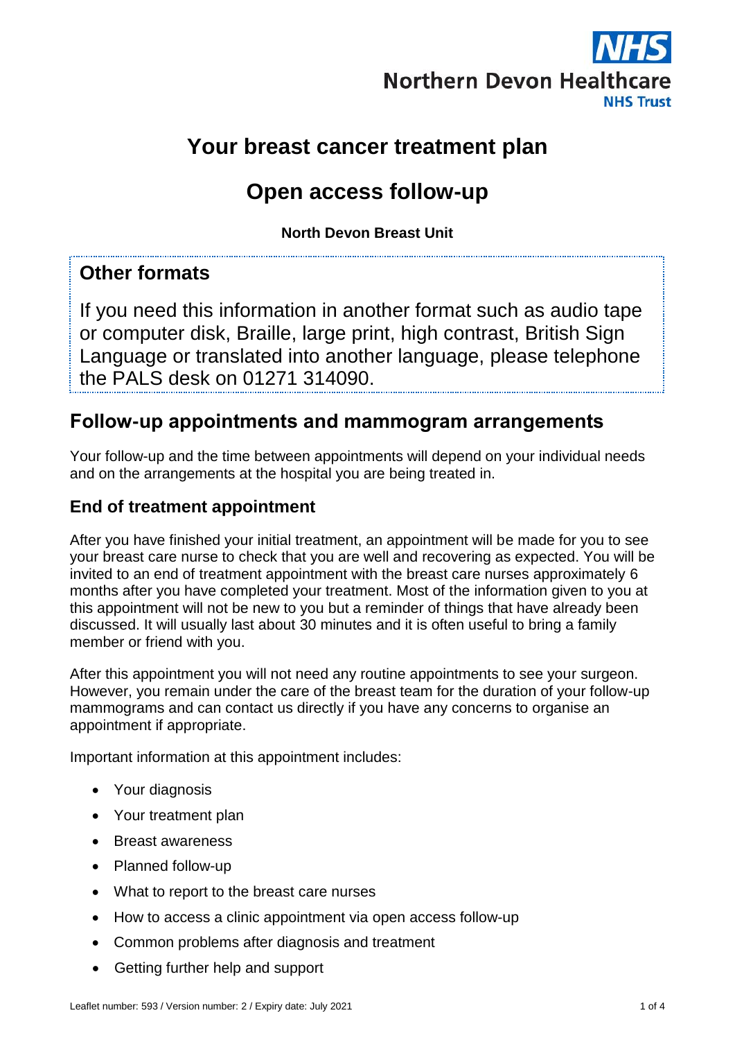Northern Devon Healthcare NHS Trust

# Your breast cancer treatment plan

# Open access follow-up

**North Devon Breast Unit**

## Other formats

If you need this information in another format such as audio tape or computer disk, Braille, large print, high contrast, British Sign Language or translated into another language, please telephone the PALS desk on 01271 314090.

## Follow-up appointments and mammogram arrangements

Your follow-up and the time between appointments will depend on your individual needs and on the arrangements at the hospital you are being treated in.

### End of treatment appointment

After you have finished your initial treatment, an appointment will be made for you to see your breast care nurse to check that you are well and recovering as expected. You will be invited to an end of treatment appointment with the breast care nurses approximately 6 months after you have completed your treatment. Most of the information given to you at this appointment will not be new to you but a reminder of things that have already been discussed. It will usually last about 30 minutes and it is often useful to bring a family member or friend with you.

After this appointment you will not need any routine appointments to see your surgeon. However, you remain under the care of the breast team for the duration of your follow-up mammograms and can contact us directly if you have any concerns to organise an appointment if appropriate.

Important information at this appointment includes:

- Your diagnosis
- Your treatment plan
- Breast awareness
- Planned follow-up
- What to report to the breast care nurses
- How to access a clinic appointment via open access follow-up
- Common problems after diagnosis and treatment
- Getting further help and support

Leaflet number: 593 / Version number: 2 / Expiry date: July 2021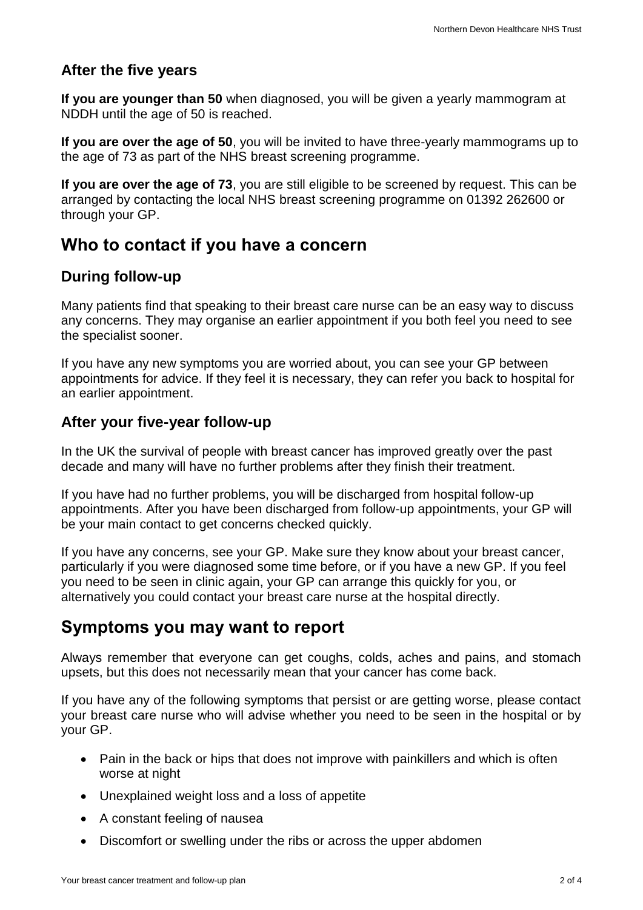### After the five years

**If you are younger than 50** when diagnosed, you will be given a yearly mammogram at NDDH until the age of 50 is reached.

**If you are over the age of 50**, you will be invited to have three-yearly mammograms up to the age of 73 as part of the NHS breast screening programme.

**If you are over the age of 73**, you are still eligible to be screened by request. This can be arranged by contacting the local NHS breast screening programme on 01392 262600 or through your GP.

## Who to contact if you have a concern

### During follow-up

Many patients find that speaking to their breast care nurse can be an easy way to discuss any concerns. They may organise an earlier appointment if you both feel you need to see the specialist sooner.

If you have any new symptoms you are worried about, you can see your GP between appointments for advice. If they feel it is necessary, they can refer you back to hospital for an earlier appointment.

### After your five-year follow-up

In the UK the survival of people with breast cancer has improved greatly over the past decade and many will have no further problems after they finish their treatment.

If you have had no further problems, you will be discharged from hospital follow-up appointments. After you have been discharged from follow-up appointments, your GP will be your main contact to get concerns checked quickly.

If you have any concerns, see your GP. Make sure they know about your breast cancer, particularly if you were diagnosed some time before, or if you have a new GP. If you feel you need to be seen in clinic again, your GP can arrange this quickly for you, or alternatively you could contact your breast care nurse at the hospital directly.

## Symptoms you may want to report

Always remember that everyone can get coughs, colds, aches and pains, and stomach upsets, but this does not necessarily mean that your cancer has come back.

If you have any of the following symptoms that persist or are getting worse, please contact your breast care nurse who will advise whether you need to be seen in the hospital or by your GP.

- Pain in the back or hips that does not improve with painkillers and which is often worse at night
- Unexplained weight loss and a loss of appetite
- A constant feeling of nausea
- Discomfort or swelling under the ribs or across the upper abdomen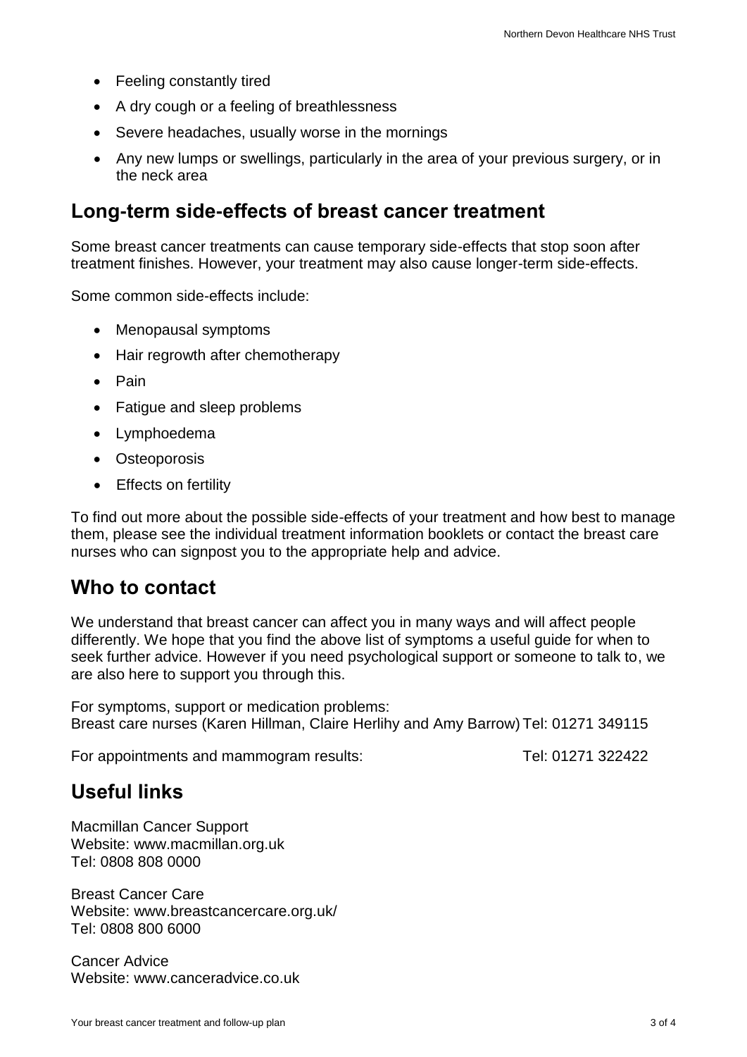- Feeling constantly tired
- A dry cough or a feeling of breathlessness
- Severe headaches, usually worse in the mornings
- Any new lumps or swellings, particularly in the area of your previous surgery, or in the neck area

## Long-term side-effects of breast cancer treatment

Some breast cancer treatments can cause temporary side-effects that stop soon after treatment finishes. However, your treatment may also cause longer-term side-effects.

Some common side-effects include:

- Menopausal symptoms
- Hair regrowth after chemotherapy
- Pain
- Fatigue and sleep problems
- Lymphoedema
- Osteoporosis
- Effects on fertility

To find out more about the possible side-effects of your treatment and how best to manage them, please see the individual treatment information booklets or contact the breast care nurses who can signpost you to the appropriate help and advice.

## Who to contact

We understand that breast cancer can affect you in many ways and will affect people differently. We hope that you find the above list of symptoms a useful guide for when to seek further advice. However if you need psychological support or someone to talk to, we are also here to support you through this.

For symptoms, support or medication problems:
Breast care nurses (Karen Hillman, Claire Herlihy and Amy Barrow) Tel: 01271 349115

For appointments and mammogram results: Tel: 01271 322422

## Useful links

Macmillan Cancer Support
Website: www.macmillan.org.uk
Tel: 0808 808 0000

Breast Cancer Care
Website: www.breastcancercare.org.uk/
Tel: 0808 800 6000

Cancer Advice
Website: www.canceradvice.co.uk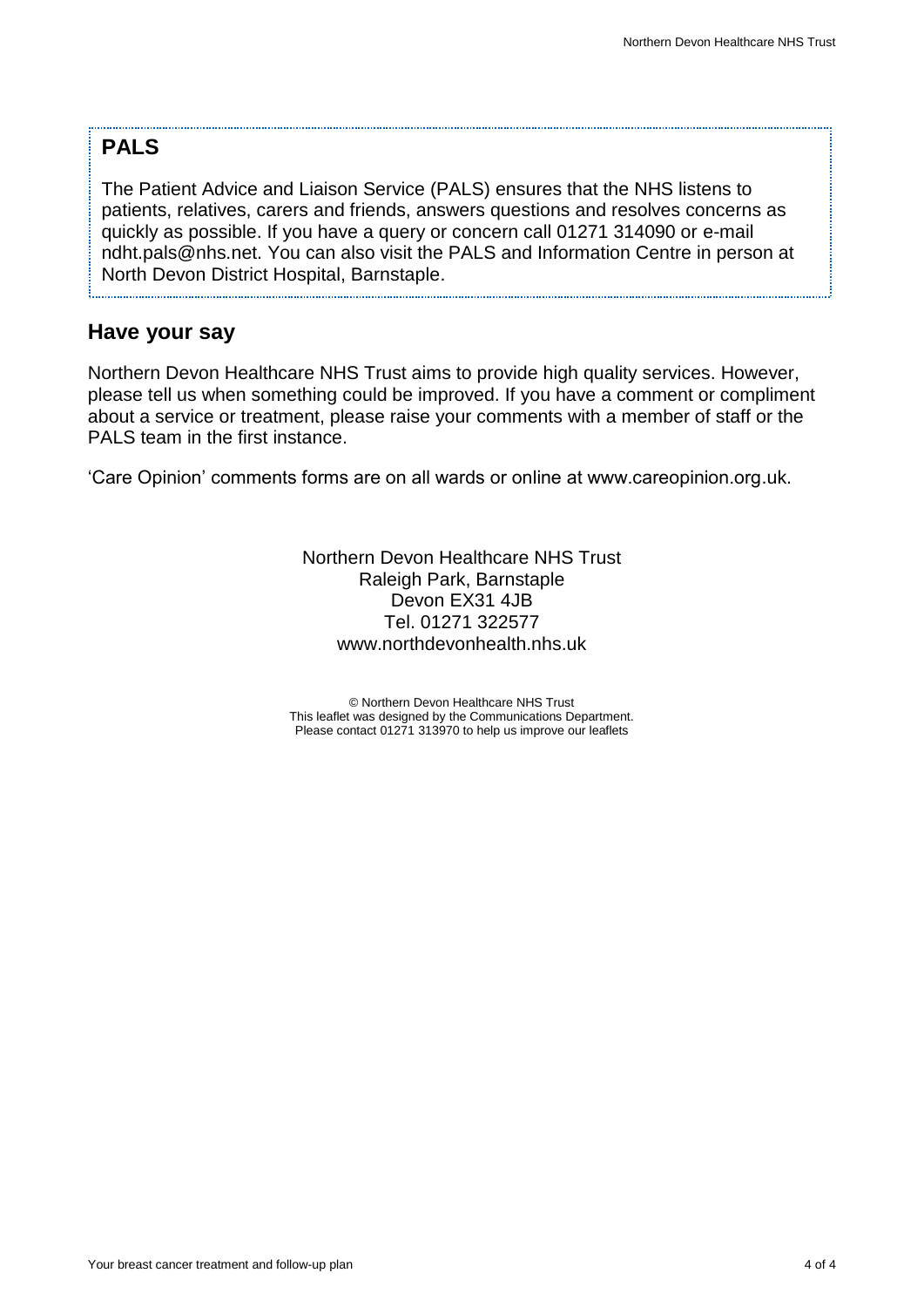## PALS

The Patient Advice and Liaison Service (PALS) ensures that the NHS listens to patients, relatives, carers and friends, answers questions and resolves concerns as quickly as possible. If you have a query or concern call 01271 314090 or e-mail ndht.pals@nhs.net. You can also visit the PALS and Information Centre in person at North Devon District Hospital, Barnstaple.

## Have your say

Northern Devon Healthcare NHS Trust aims to provide high quality services. However, please tell us when something could be improved. If you have a comment or compliment about a service or treatment, please raise your comments with a member of staff or the PALS team in the first instance.

'Care Opinion' comments forms are on all wards or online at www.careopinion.org.uk.

Northern Devon Healthcare NHS Trust
Raleigh Park, Barnstaple
Devon EX31 4JB
Tel. 01271 322577
www.northdevonhealth.nhs.uk

© Northern Devon Healthcare NHS Trust
This leaflet was designed by the Communications Department.
Please contact 01271 313970 to help us improve our leaflets